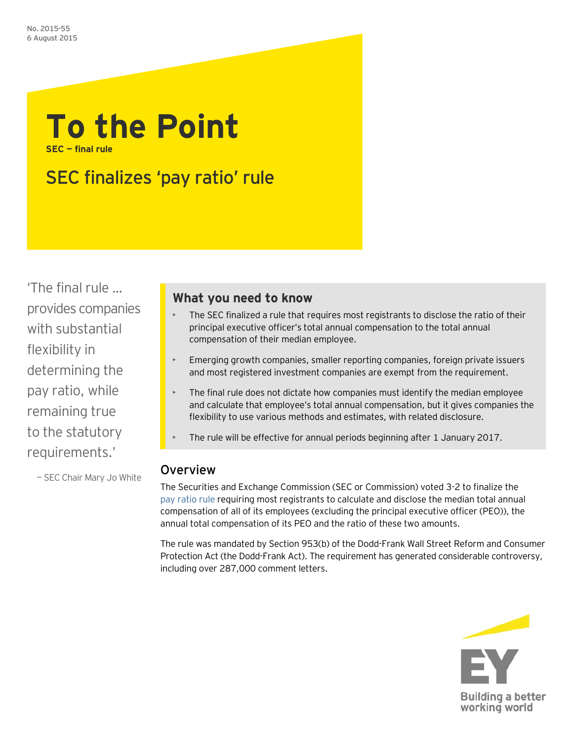No. 2015-55
6 August 2015

# To the Point

**SEC — final rule**

## SEC finalizes 'pay ratio' rule

'The final rule … provides companies with substantial flexibility in determining the pay ratio, while remaining true to the statutory requirements.'

— SEC Chair Mary Jo White

### What you need to know

- The SEC finalized a rule that requires most registrants to disclose the ratio of their principal executive officer's total annual compensation to the total annual compensation of their median employee.
- Emerging growth companies, smaller reporting companies, foreign private issuers and most registered investment companies are exempt from the requirement.
- The final rule does not dictate how companies must identify the median employee and calculate that employee's total annual compensation, but it gives companies the flexibility to use various methods and estimates, with related disclosure.
- The rule will be effective for annual periods beginning after 1 January 2017.

## Overview

The Securities and Exchange Commission (SEC or Commission) voted 3-2 to finalize the pay ratio rule requiring most registrants to calculate and disclose the median total annual compensation of all of its employees (excluding the principal executive officer (PEO)), the annual total compensation of its PEO and the ratio of these two amounts.

The rule was mandated by Section 953(b) of the Dodd-Frank Wall Street Reform and Consumer Protection Act (the Dodd-Frank Act). The requirement has generated considerable controversy, including over 287,000 comment letters.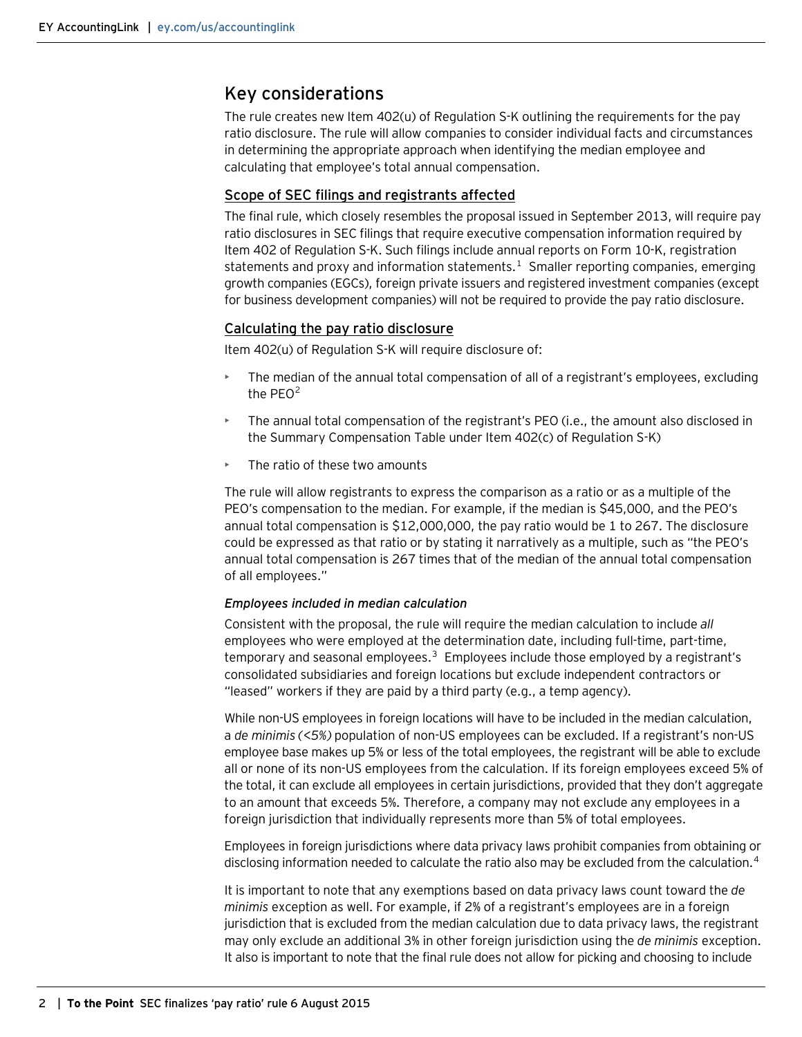## Key considerations

The rule creates new Item 402(u) of Regulation S-K outlining the requirements for the pay ratio disclosure. The rule will allow companies to consider individual facts and circumstances in determining the appropriate approach when identifying the median employee and calculating that employee's total annual compensation.

### Scope of SEC filings and registrants affected

The final rule, which closely resembles the proposal issued in September 2013, will require pay ratio disclosures in SEC filings that require executive compensation information required by Item 402 of Regulation S-K. Such filings include annual reports on Form 10-K, registration statements and proxy and information statements.[1] Smaller reporting companies, emerging growth companies (EGCs), foreign private issuers and registered investment companies (except for business development companies) will not be required to provide the pay ratio disclosure.

### Calculating the pay ratio disclosure

Item 402(u) of Regulation S-K will require disclosure of:

- The median of the annual total compensation of all of a registrant's employees, excluding the PEO[2]
- The annual total compensation of the registrant's PEO (i.e., the amount also disclosed in the Summary Compensation Table under Item 402(c) of Regulation S-K)
- The ratio of these two amounts

The rule will allow registrants to express the comparison as a ratio or as a multiple of the PEO's compensation to the median. For example, if the median is $45,000, and the PEO's annual total compensation is $12,000,000, the pay ratio would be 1 to 267. The disclosure could be expressed as that ratio or by stating it narratively as a multiple, such as "the PEO's annual total compensation is 267 times that of the median of the annual total compensation of all employees."

#### *Employees included in median calculation*

Consistent with the proposal, the rule will require the median calculation to include *all* employees who were employed at the determination date, including full-time, part-time, temporary and seasonal employees.[3] Employees include those employed by a registrant's consolidated subsidiaries and foreign locations but exclude independent contractors or "leased" workers if they are paid by a third party (e.g., a temp agency).

While non-US employees in foreign locations will have to be included in the median calculation, a *de minimis (<5%)* population of non-US employees can be excluded. If a registrant's non-US employee base makes up 5% or less of the total employees, the registrant will be able to exclude all or none of its non-US employees from the calculation. If its foreign employees exceed 5% of the total, it can exclude all employees in certain jurisdictions, provided that they don't aggregate to an amount that exceeds 5%. Therefore, a company may not exclude any employees in a foreign jurisdiction that individually represents more than 5% of total employees.

Employees in foreign jurisdictions where data privacy laws prohibit companies from obtaining or disclosing information needed to calculate the ratio also may be excluded from the calculation.[4]

It is important to note that any exemptions based on data privacy laws count toward the *de minimis* exception as well. For example, if 2% of a registrant's employees are in a foreign jurisdiction that is excluded from the median calculation due to data privacy laws, the registrant may only exclude an additional 3% in other foreign jurisdiction using the *de minimis* exception. It also is important to note that the final rule does not allow for picking and choosing to include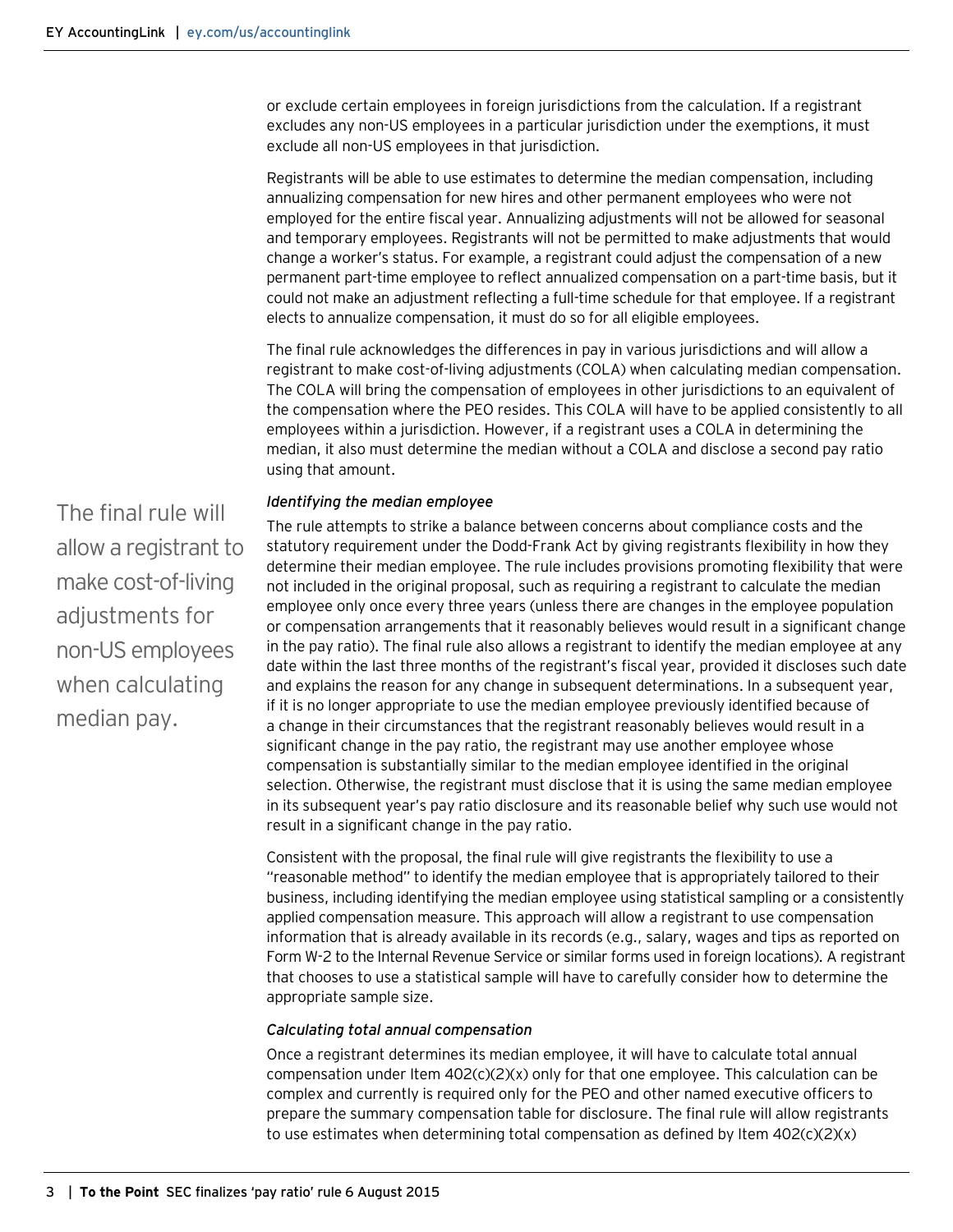or exclude certain employees in foreign jurisdictions from the calculation. If a registrant excludes any non-US employees in a particular jurisdiction under the exemptions, it must exclude all non-US employees in that jurisdiction.

Registrants will be able to use estimates to determine the median compensation, including annualizing compensation for new hires and other permanent employees who were not employed for the entire fiscal year. Annualizing adjustments will not be allowed for seasonal and temporary employees. Registrants will not be permitted to make adjustments that would change a worker's status. For example, a registrant could adjust the compensation of a new permanent part-time employee to reflect annualized compensation on a part-time basis, but it could not make an adjustment reflecting a full-time schedule for that employee. If a registrant elects to annualize compensation, it must do so for all eligible employees.

The final rule acknowledges the differences in pay in various jurisdictions and will allow a registrant to make cost-of-living adjustments (COLA) when calculating median compensation. The COLA will bring the compensation of employees in other jurisdictions to an equivalent of the compensation where the PEO resides. This COLA will have to be applied consistently to all employees within a jurisdiction. However, if a registrant uses a COLA in determining the median, it also must determine the median without a COLA and disclose a second pay ratio using that amount.

> The final rule will allow a registrant to make cost-of-living adjustments for non-US employees when calculating median pay.

*Identifying the median employee*

The rule attempts to strike a balance between concerns about compliance costs and the statutory requirement under the Dodd-Frank Act by giving registrants flexibility in how they determine their median employee. The rule includes provisions promoting flexibility that were not included in the original proposal, such as requiring a registrant to calculate the median employee only once every three years (unless there are changes in the employee population or compensation arrangements that it reasonably believes would result in a significant change in the pay ratio). The final rule also allows a registrant to identify the median employee at any date within the last three months of the registrant's fiscal year, provided it discloses such date and explains the reason for any change in subsequent determinations. In a subsequent year, if it is no longer appropriate to use the median employee previously identified because of a change in their circumstances that the registrant reasonably believes would result in a significant change in the pay ratio, the registrant may use another employee whose compensation is substantially similar to the median employee identified in the original selection. Otherwise, the registrant must disclose that it is using the same median employee in its subsequent year's pay ratio disclosure and its reasonable belief why such use would not result in a significant change in the pay ratio.

Consistent with the proposal, the final rule will give registrants the flexibility to use a "reasonable method" to identify the median employee that is appropriately tailored to their business, including identifying the median employee using statistical sampling or a consistently applied compensation measure. This approach will allow a registrant to use compensation information that is already available in its records (e.g., salary, wages and tips as reported on Form W-2 to the Internal Revenue Service or similar forms used in foreign locations). A registrant that chooses to use a statistical sample will have to carefully consider how to determine the appropriate sample size.

*Calculating total annual compensation*

Once a registrant determines its median employee, it will have to calculate total annual compensation under Item 402(c)(2)(x) only for that one employee. This calculation can be complex and currently is required only for the PEO and other named executive officers to prepare the summary compensation table for disclosure. The final rule will allow registrants to use estimates when determining total compensation as defined by Item 402(c)(2)(x)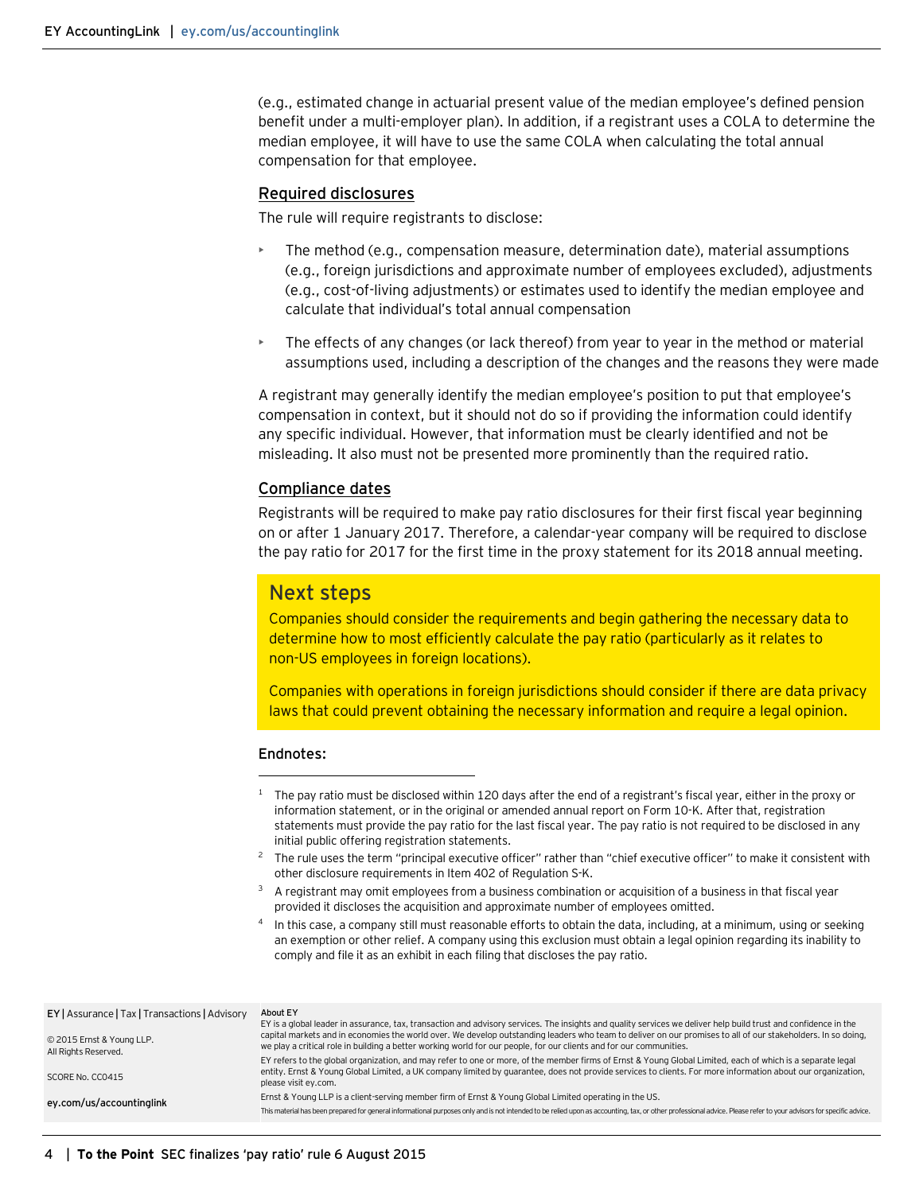(e.g., estimated change in actuarial present value of the median employee's defined pension benefit under a multi-employer plan). In addition, if a registrant uses a COLA to determine the median employee, it will have to use the same COLA when calculating the total annual compensation for that employee.

### Required disclosures

The rule will require registrants to disclose:

- The method (e.g., compensation measure, determination date), material assumptions (e.g., foreign jurisdictions and approximate number of employees excluded), adjustments (e.g., cost-of-living adjustments) or estimates used to identify the median employee and calculate that individual's total annual compensation
- The effects of any changes (or lack thereof) from year to year in the method or material assumptions used, including a description of the changes and the reasons they were made

A registrant may generally identify the median employee's position to put that employee's compensation in context, but it should not do so if providing the information could identify any specific individual. However, that information must be clearly identified and not be misleading. It also must not be presented more prominently than the required ratio.

### Compliance dates

Registrants will be required to make pay ratio disclosures for their first fiscal year beginning on or after 1 January 2017. Therefore, a calendar-year company will be required to disclose the pay ratio for 2017 for the first time in the proxy statement for its 2018 annual meeting.

## Next steps

Companies should consider the requirements and begin gathering the necessary data to determine how to most efficiently calculate the pay ratio (particularly as it relates to non-US employees in foreign locations).

Companies with operations in foreign jurisdictions should consider if there are data privacy laws that could prevent obtaining the necessary information and require a legal opinion.

**Endnotes:**

---

[1] The pay ratio must be disclosed within 120 days after the end of a registrant's fiscal year, either in the proxy or information statement, or in the original or amended annual report on Form 10-K. After that, registration statements must provide the pay ratio for the last fiscal year. The pay ratio is not required to be disclosed in any initial public offering registration statements.

[2] The rule uses the term "principal executive officer" rather than "chief executive officer" to make it consistent with other disclosure requirements in Item 402 of Regulation S-K.

[3] A registrant may omit employees from a business combination or acquisition of a business in that fiscal year provided it discloses the acquisition and approximate number of employees omitted.

[4] In this case, a company still must reasonable efforts to obtain the data, including, at a minimum, using or seeking an exemption or other relief. A company using this exclusion must obtain a legal opinion regarding its inability to comply and file it as an exhibit in each filing that discloses the pay ratio.

**EY** | Assurance | Tax | Transactions | Advisory

© 2015 Ernst & Young LLP.
All Rights Reserved.

SCORE No. CC0415

ey.com/us/accountinglink

**About EY**
EY is a global leader in assurance, tax, transaction and advisory services. The insights and quality services we deliver help build trust and confidence in the capital markets and in economies the world over. We develop outstanding leaders who team to deliver on our promises to all of our stakeholders. In so doing, we play a critical role in building a better working world for our people, for our clients and for our communities.

EY refers to the global organization, and may refer to one or more, of the member firms of Ernst & Young Global Limited, each of which is a separate legal entity. Ernst & Young Global Limited, a UK company limited by guarantee, does not provide services to clients. For more information about our organization, please visit ey.com.

Ernst & Young LLP is a client-serving member firm of Ernst & Young Global Limited operating in the US.

This material has been prepared for general informational purposes only and is not intended to be relied upon as accounting, tax, or other professional advice. Please refer to your advisors for specific advice.